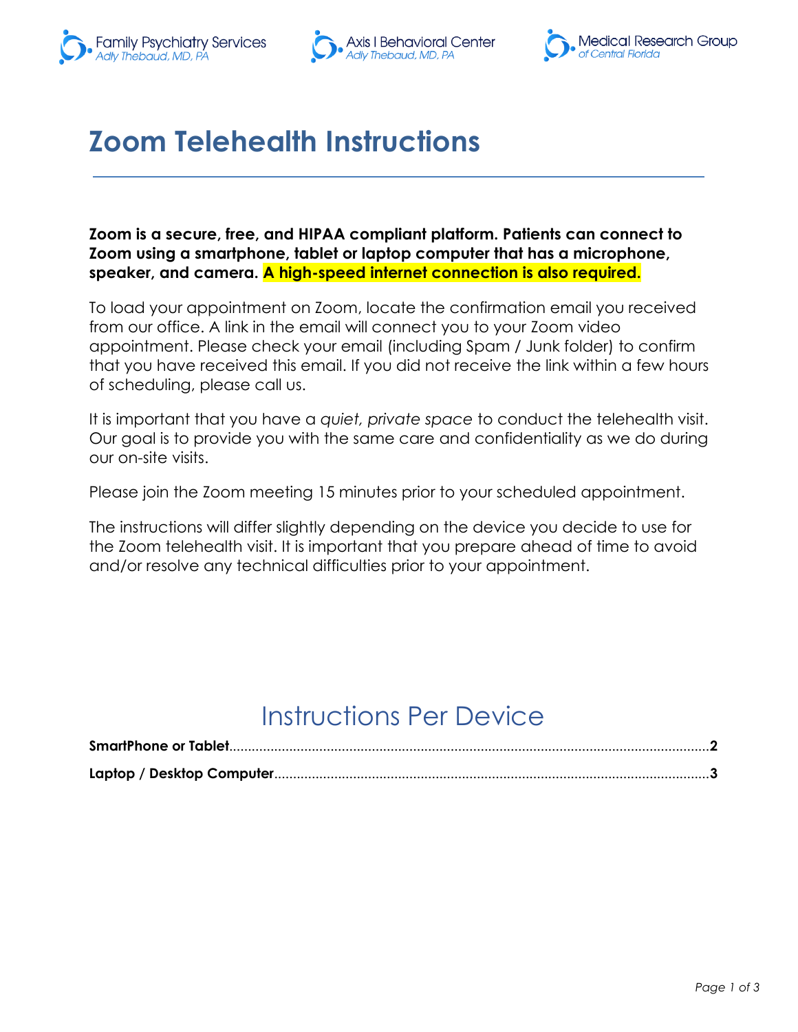Family Psychiatry Services
*Adly Thebaud, MD, PA*

Axis I Behavioral Center
*Adly Thebaud, MD, PA*

Medical Research Group
*of Central Florida*

# Zoom Telehealth Instructions

**Zoom is a secure, free, and HIPAA compliant platform. Patients can connect to Zoom using a smartphone, tablet or laptop computer that has a microphone, speaker, and camera. A high-speed internet connection is also required.**

To load your appointment on Zoom, locate the confirmation email you received from our office. A link in the email will connect you to your Zoom video appointment. Please check your email (including Spam / Junk folder) to confirm that you have received this email. If you did not receive the link within a few hours of scheduling, please call us.

It is important that you have a *quiet, private space* to conduct the telehealth visit. Our goal is to provide you with the same care and confidentiality as we do during our on-site visits.

Please join the Zoom meeting 15 minutes prior to your scheduled appointment.

The instructions will differ slightly depending on the device you decide to use for the Zoom telehealth visit. It is important that you prepare ahead of time to avoid and/or resolve any technical difficulties prior to your appointment.

## Instructions Per Device

**SmartPhone or Tablet**............................................................**2**

**Laptop / Desktop Computer**....................................................**3**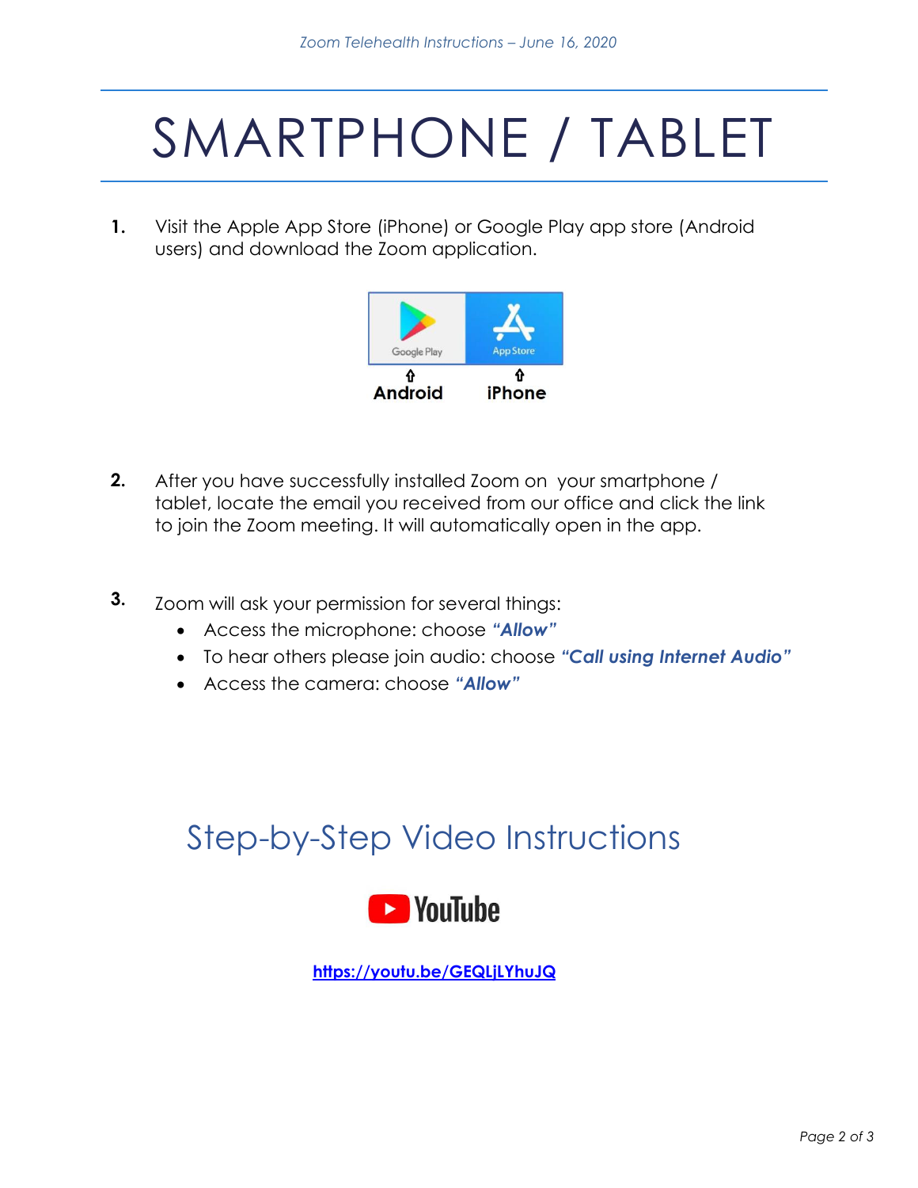# SMARTPHONE / TABLET

1. Visit the Apple App Store (iPhone) or Google Play app store (Android users) and download the Zoom application.

   Google Play ⇧ **Android** &nbsp;&nbsp; App Store ⇧ **iPhone**

2. After you have successfully installed Zoom on your smartphone / tablet, locate the email you received from our office and click the link to join the Zoom meeting. It will automatically open in the app.

3. Zoom will ask your permission for several things:
   - Access the microphone: choose ***"Allow"***
   - To hear others please join audio: choose ***"Call using Internet Audio"***
   - Access the camera: choose ***"Allow"***

## Step-by-Step Video Instructions

YouTube

**https://youtu.be/GEQLjLYhuJQ**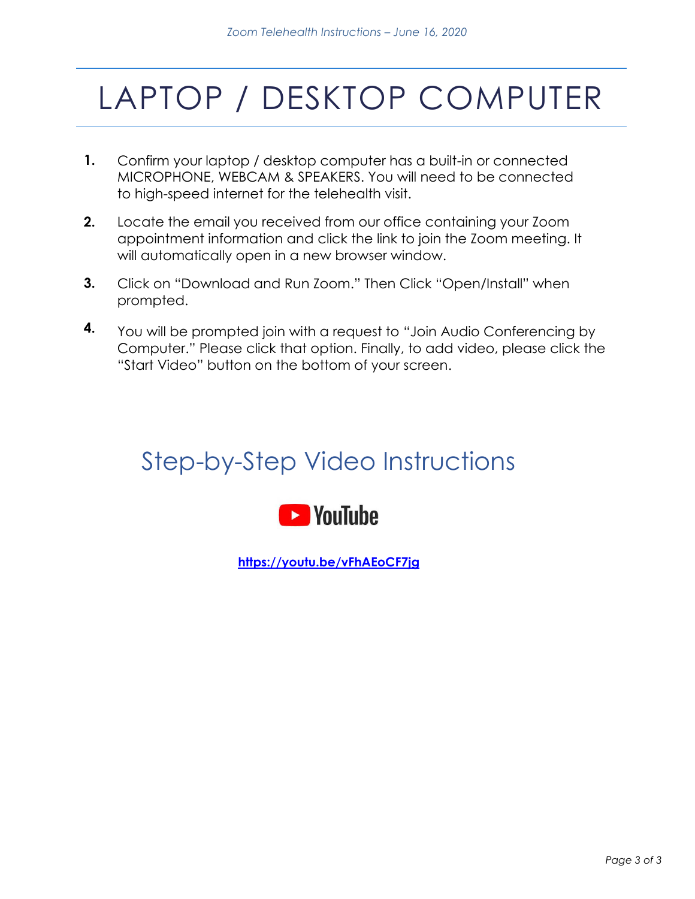// LAPTOP / DESKTOP COMPUTER

1. Confirm your laptop / desktop computer has a built-in or connected MICROPHONE, WEBCAM & SPEAKERS. You will need to be connected to high-speed internet for the telehealth visit.

2. Locate the email you received from our office containing your Zoom appointment information and click the link to join the Zoom meeting. It will automatically open in a new browser window.

3. Click on "Download and Run Zoom." Then Click "Open/Install" when prompted.

4. You will be prompted join with a request to "Join Audio Conferencing by Computer." Please click that option. Finally, to add video, please click the "Start Video" button on the bottom of your screen.

## Step-by-Step Video Instructions

YouTube

**https://youtu.be/vFhAEoCF7jg**